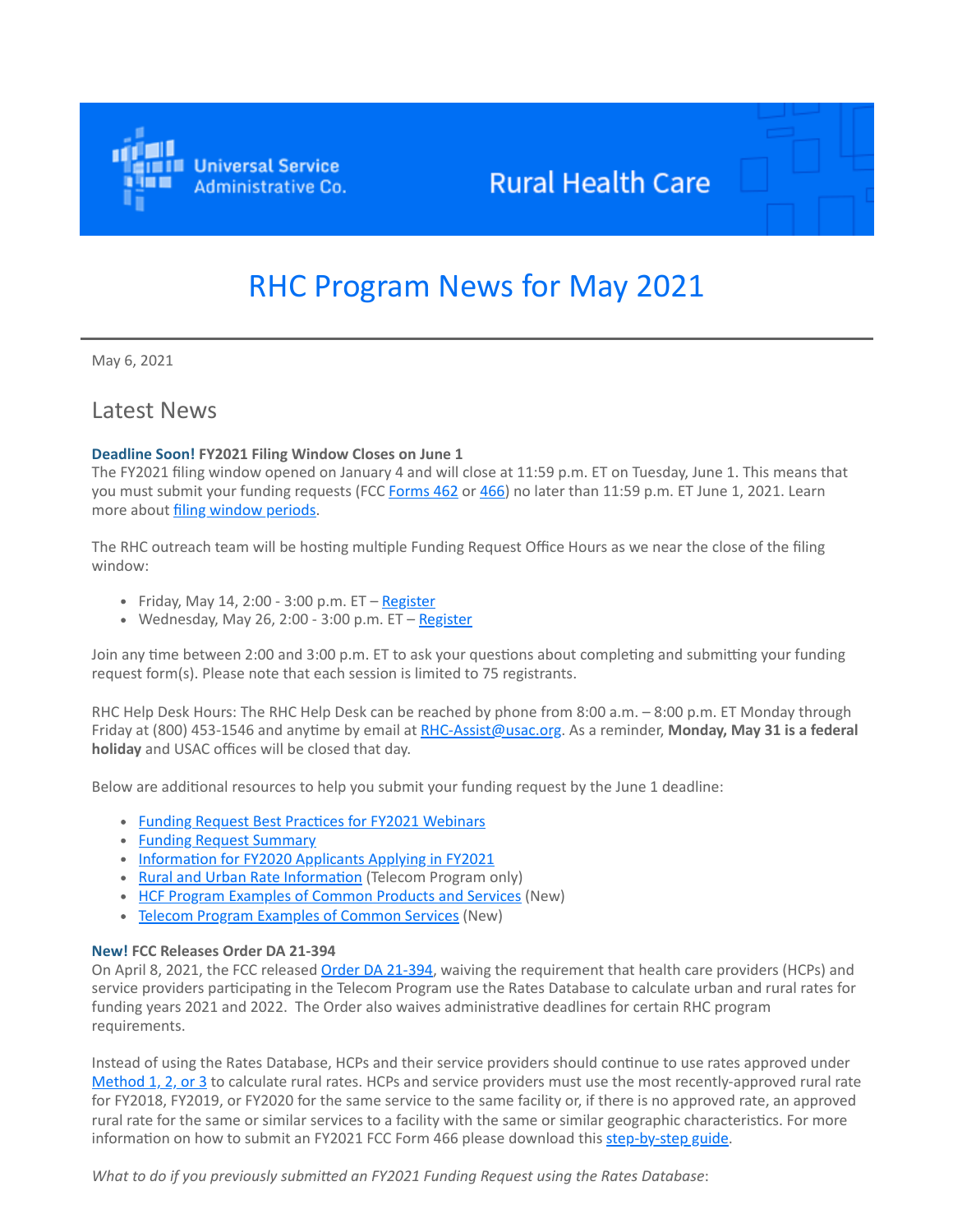Universal Service Administrative Co.

Rural Health Care

# RHC Program News for May 2021

May 6, 2021

## Latest News

**Deadline Soon! FY2021 Filing Window Closes on June 1**

The FY2021 filing window opened on January 4 and will close at 11:59 p.m. ET on Tuesday, June 1. This means that you must submit your funding requests (FCC Forms 462 or 466) no later than 11:59 p.m. ET June 1, 2021. Learn more about filing window periods.

The RHC outreach team will be hosting multiple Funding Request Office Hours as we near the close of the filing window:

- Friday, May 14, 2:00 - 3:00 p.m. ET – Register
- Wednesday, May 26, 2:00 - 3:00 p.m. ET – Register

Join any time between 2:00 and 3:00 p.m. ET to ask your questions about completing and submitting your funding request form(s). Please note that each session is limited to 75 registrants.

RHC Help Desk Hours: The RHC Help Desk can be reached by phone from 8:00 a.m. – 8:00 p.m. ET Monday through Friday at (800) 453-1546 and anytime by email at RHC-Assist@usac.org. As a reminder, **Monday, May 31 is a federal holiday** and USAC offices will be closed that day.

Below are additional resources to help you submit your funding request by the June 1 deadline:

- Funding Request Best Practices for FY2021 Webinars
- Funding Request Summary
- Information for FY2020 Applicants Applying in FY2021
- Rural and Urban Rate Information (Telecom Program only)
- HCF Program Examples of Common Products and Services (New)
- Telecom Program Examples of Common Services (New)

**New! FCC Releases Order DA 21-394**

On April 8, 2021, the FCC released Order DA 21-394, waiving the requirement that health care providers (HCPs) and service providers participating in the Telecom Program use the Rates Database to calculate urban and rural rates for funding years 2021 and 2022. The Order also waives administrative deadlines for certain RHC program requirements.

Instead of using the Rates Database, HCPs and their service providers should continue to use rates approved under Method 1, 2, or 3 to calculate rural rates. HCPs and service providers must use the most recently-approved rural rate for FY2018, FY2019, or FY2020 for the same service to the same facility or, if there is no approved rate, an approved rural rate for the same or similar services to a facility with the same or similar geographic characteristics. For more information on how to submit an FY2021 FCC Form 466 please download this step-by-step guide.

*What to do if you previously submitted an FY2021 Funding Request using the Rates Database*: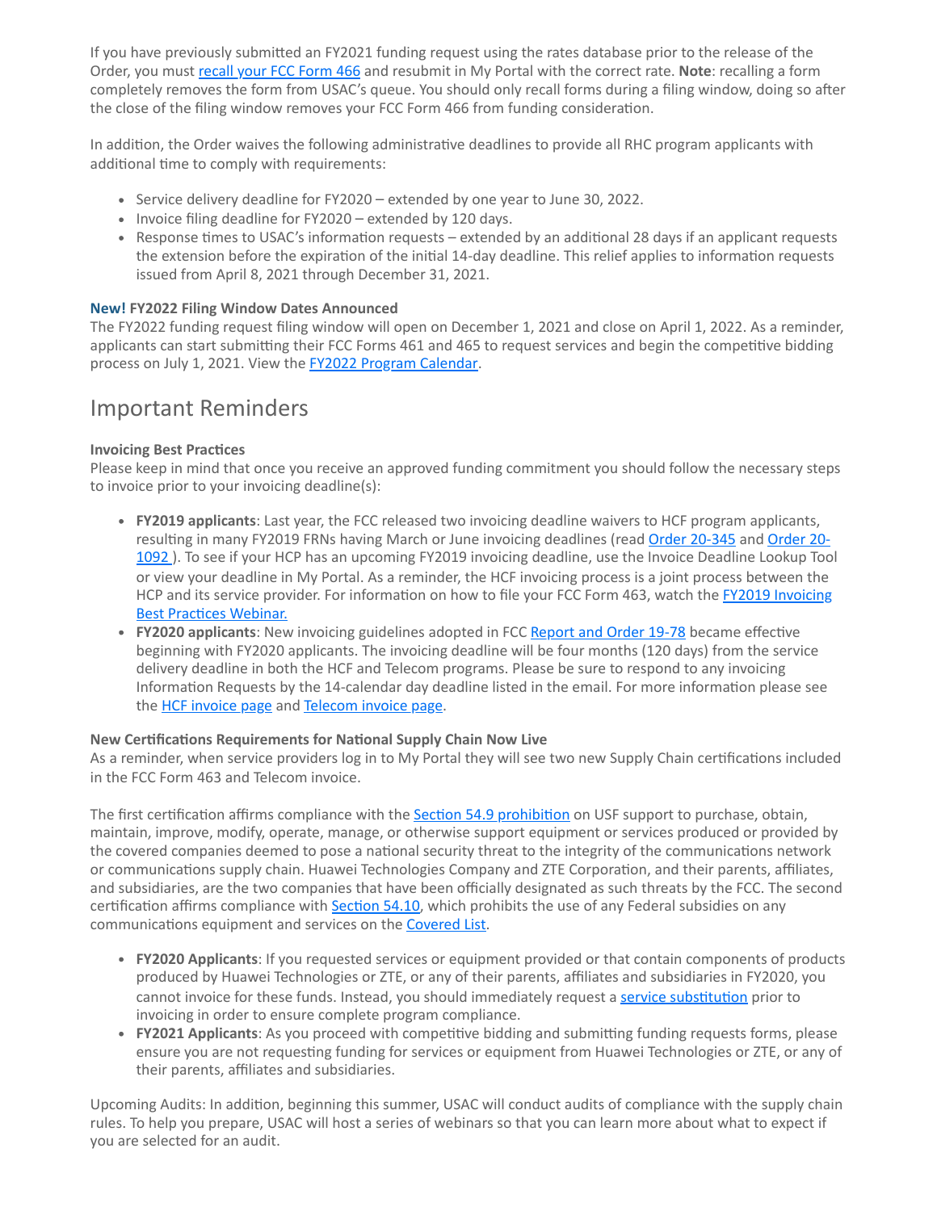If you have previously submitted an FY2021 funding request using the rates database prior to the release of the Order, you must recall your FCC Form 466 and resubmit in My Portal with the correct rate. **Note**: recalling a form completely removes the form from USAC's queue. You should only recall forms during a filing window, doing so after the close of the filing window removes your FCC Form 466 from funding consideration.

In addition, the Order waives the following administrative deadlines to provide all RHC program applicants with additional time to comply with requirements:

- Service delivery deadline for FY2020 – extended by one year to June 30, 2022.
- Invoice filing deadline for FY2020 – extended by 120 days.
- Response times to USAC's information requests – extended by an additional 28 days if an applicant requests the extension before the expiration of the initial 14-day deadline. This relief applies to information requests issued from April 8, 2021 through December 31, 2021.

**New! FY2022 Filing Window Dates Announced**
The FY2022 funding request filing window will open on December 1, 2021 and close on April 1, 2022. As a reminder, applicants can start submitting their FCC Forms 461 and 465 to request services and begin the competitive bidding process on July 1, 2021. View the FY2022 Program Calendar.

## Important Reminders

**Invoicing Best Practices**
Please keep in mind that once you receive an approved funding commitment you should follow the necessary steps to invoice prior to your invoicing deadline(s):

- **FY2019 applicants**: Last year, the FCC released two invoicing deadline waivers to HCF program applicants, resulting in many FY2019 FRNs having March or June invoicing deadlines (read Order 20-345 and Order 20-1092 ). To see if your HCP has an upcoming FY2019 invoicing deadline, use the Invoice Deadline Lookup Tool or view your deadline in My Portal. As a reminder, the HCF invoicing process is a joint process between the HCP and its service provider. For information on how to file your FCC Form 463, watch the FY2019 Invoicing Best Practices Webinar.
- **FY2020 applicants**: New invoicing guidelines adopted in FCC Report and Order 19-78 became effective beginning with FY2020 applicants. The invoicing deadline will be four months (120 days) from the service delivery deadline in both the HCF and Telecom programs. Please be sure to respond to any invoicing Information Requests by the 14-calendar day deadline listed in the email. For more information please see the HCF invoice page and Telecom invoice page.

**New Certifications Requirements for National Supply Chain Now Live**
As a reminder, when service providers log in to My Portal they will see two new Supply Chain certifications included in the FCC Form 463 and Telecom invoice.

The first certification affirms compliance with the Section 54.9 prohibition on USF support to purchase, obtain, maintain, improve, modify, operate, manage, or otherwise support equipment or services produced or provided by the covered companies deemed to pose a national security threat to the integrity of the communications network or communications supply chain. Huawei Technologies Company and ZTE Corporation, and their parents, affiliates, and subsidiaries, are the two companies that have been officially designated as such threats by the FCC. The second certification affirms compliance with Section 54.10, which prohibits the use of any Federal subsidies on any communications equipment and services on the Covered List.

- **FY2020 Applicants**: If you requested services or equipment provided or that contain components of products produced by Huawei Technologies or ZTE, or any of their parents, affiliates and subsidiaries in FY2020, you cannot invoice for these funds. Instead, you should immediately request a service substitution prior to invoicing in order to ensure complete program compliance.
- **FY2021 Applicants**: As you proceed with competitive bidding and submitting funding requests forms, please ensure you are not requesting funding for services or equipment from Huawei Technologies or ZTE, or any of their parents, affiliates and subsidiaries.

Upcoming Audits: In addition, beginning this summer, USAC will conduct audits of compliance with the supply chain rules. To help you prepare, USAC will host a series of webinars so that you can learn more about what to expect if you are selected for an audit.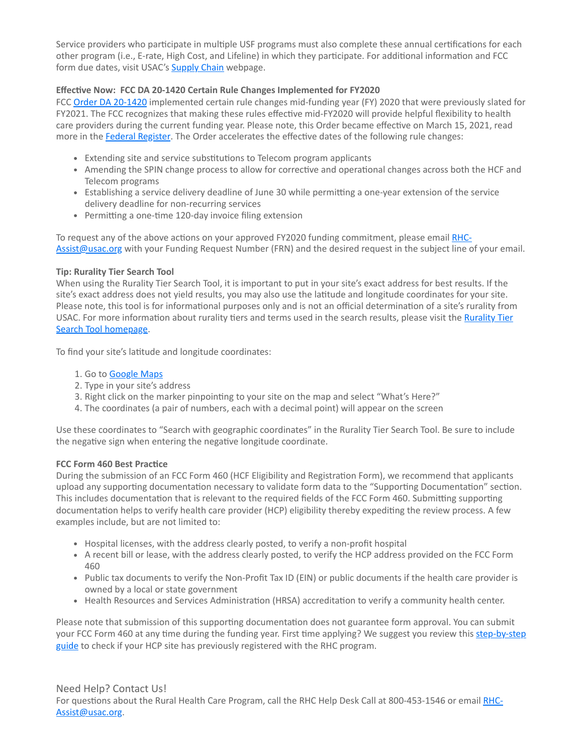Service providers who participate in multiple USF programs must also complete these annual certifications for each other program (i.e., E-rate, High Cost, and Lifeline) in which they participate. For additional information and FCC form due dates, visit USAC's [Supply Chain]() webpage.

**Effective Now: FCC DA 20-1420 Certain Rule Changes Implemented for FY2020**

FCC [Order DA 20-1420]() implemented certain rule changes mid-funding year (FY) 2020 that were previously slated for FY2021. The FCC recognizes that making these rules effective mid-FY2020 will provide helpful flexibility to health care providers during the current funding year. Please note, this Order became effective on March 15, 2021, read more in the [Federal Register](). The Order accelerates the effective dates of the following rule changes:

- Extending site and service substitutions to Telecom program applicants
- Amending the SPIN change process to allow for corrective and operational changes across both the HCF and Telecom programs
- Establishing a service delivery deadline of June 30 while permitting a one-year extension of the service delivery deadline for non-recurring services
- Permitting a one-time 120-day invoice filing extension

To request any of the above actions on your approved FY2020 funding commitment, please email [RHC-Assist@usac.org]() with your Funding Request Number (FRN) and the desired request in the subject line of your email.

**Tip: Rurality Tier Search Tool**

When using the Rurality Tier Search Tool, it is important to put in your site's exact address for best results. If the site's exact address does not yield results, you may also use the latitude and longitude coordinates for your site. Please note, this tool is for informational purposes only and is not an official determination of a site's rurality from USAC. For more information about rurality tiers and terms used in the search results, please visit the [Rurality Tier Search Tool homepage]().

To find your site's latitude and longitude coordinates:

1. Go to [Google Maps]()
2. Type in your site's address
3. Right click on the marker pinpointing to your site on the map and select "What's Here?"
4. The coordinates (a pair of numbers, each with a decimal point) will appear on the screen

Use these coordinates to "Search with geographic coordinates" in the Rurality Tier Search Tool. Be sure to include the negative sign when entering the negative longitude coordinate.

**FCC Form 460 Best Practice**

During the submission of an FCC Form 460 (HCF Eligibility and Registration Form), we recommend that applicants upload any supporting documentation necessary to validate form data to the "Supporting Documentation" section. This includes documentation that is relevant to the required fields of the FCC Form 460. Submitting supporting documentation helps to verify health care provider (HCP) eligibility thereby expediting the review process. A few examples include, but are not limited to:

- Hospital licenses, with the address clearly posted, to verify a non-profit hospital
- A recent bill or lease, with the address clearly posted, to verify the HCP address provided on the FCC Form 460
- Public tax documents to verify the Non-Profit Tax ID (EIN) or public documents if the health care provider is owned by a local or state government
- Health Resources and Services Administration (HRSA) accreditation to verify a community health center.

Please note that submission of this supporting documentation does not guarantee form approval. You can submit your FCC Form 460 at any time during the funding year. First time applying? We suggest you review this [step-by-step guide]() to check if your HCP site has previously registered with the RHC program.

## Need Help? Contact Us!

For questions about the Rural Health Care Program, call the RHC Help Desk Call at 800-453-1546 or email [RHC-Assist@usac.org]().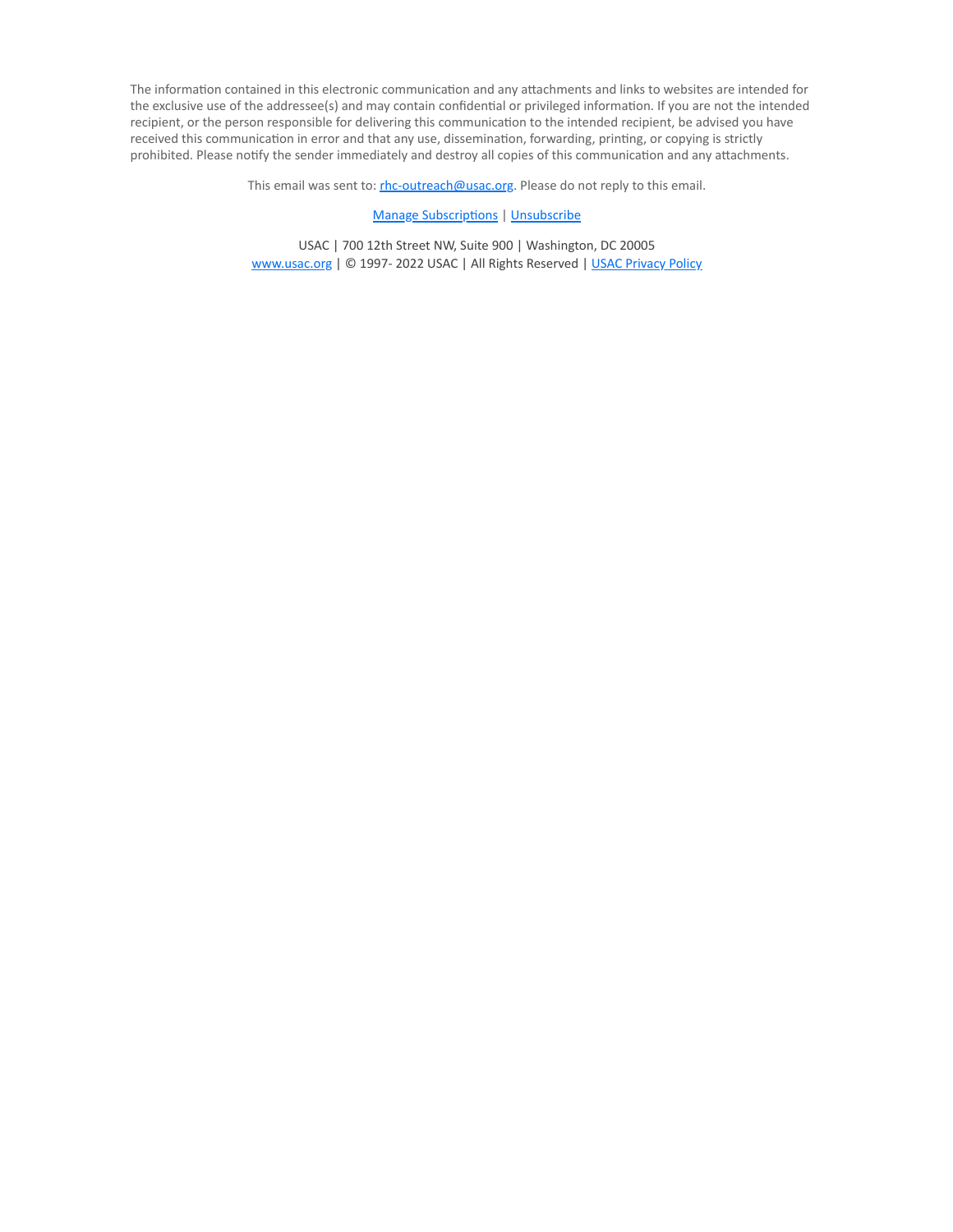The information contained in this electronic communication and any attachments and links to websites are intended for the exclusive use of the addressee(s) and may contain confidential or privileged information. If you are not the intended recipient, or the person responsible for delivering this communication to the intended recipient, be advised you have received this communication in error and that any use, dissemination, forwarding, printing, or copying is strictly prohibited. Please notify the sender immediately and destroy all copies of this communication and any attachments.

This email was sent to: rhc-outreach@usac.org. Please do not reply to this email.

Manage Subscriptions | Unsubscribe

USAC | 700 12th Street NW, Suite 900 | Washington, DC 20005
www.usac.org | © 1997- 2022 USAC | All Rights Reserved | USAC Privacy Policy